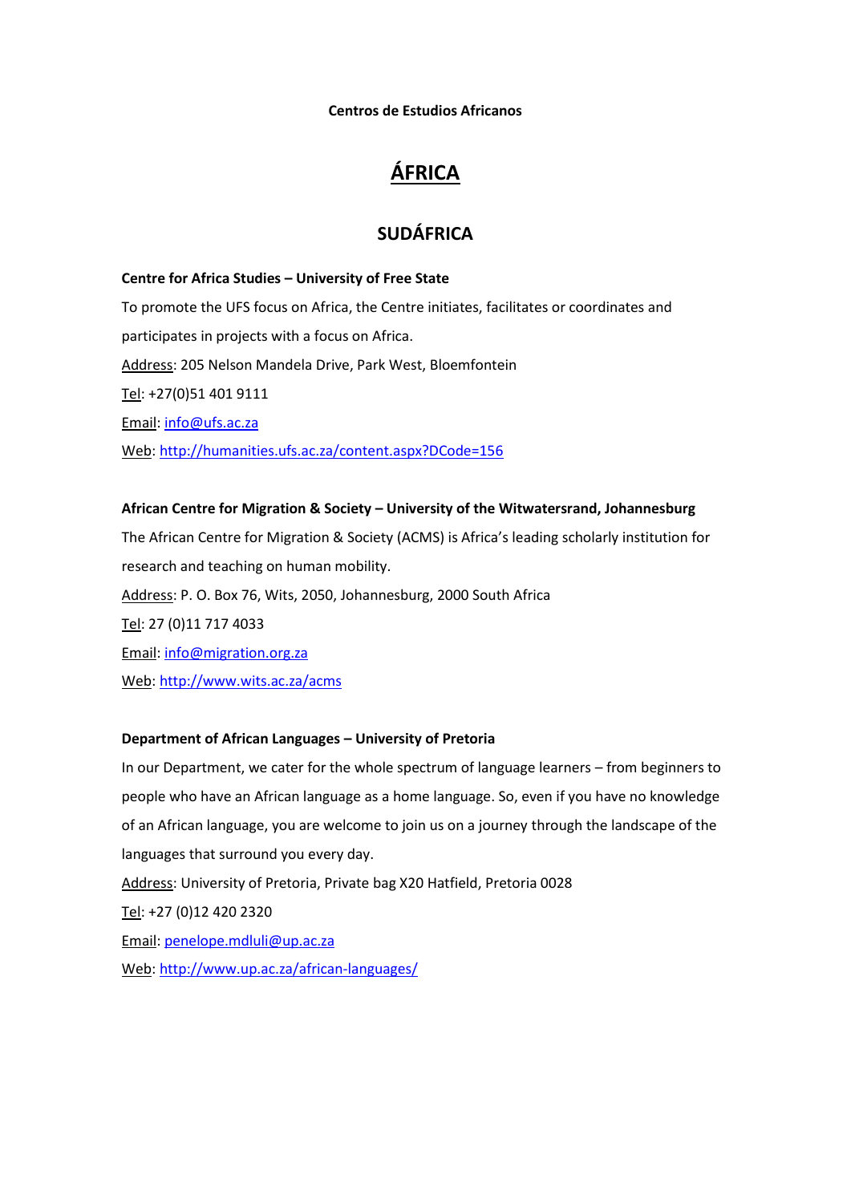**Centros de Estudios Africanos**

# ÁFRICA

## SUDÁFRICA

**Centre for Africa Studies – University of Free State**

To promote the UFS focus on Africa, the Centre initiates, facilitates or coordinates and participates in projects with a focus on Africa.

Address: 205 Nelson Mandela Drive, Park West, Bloemfontein

Tel: +27(0)51 401 9111

Email: info@ufs.ac.za

Web: http://humanities.ufs.ac.za/content.aspx?DCode=156

**African Centre for Migration & Society – University of the Witwatersrand, Johannesburg**

The African Centre for Migration & Society (ACMS) is Africa's leading scholarly institution for research and teaching on human mobility.

Address: P. O. Box 76, Wits, 2050, Johannesburg, 2000 South Africa

Tel: 27 (0)11 717 4033

Email: info@migration.org.za

Web: http://www.wits.ac.za/acms

**Department of African Languages – University of Pretoria**

In our Department, we cater for the whole spectrum of language learners – from beginners to people who have an African language as a home language. So, even if you have no knowledge of an African language, you are welcome to join us on a journey through the landscape of the languages that surround you every day.

Address: University of Pretoria, Private bag X20 Hatfield, Pretoria 0028

Tel: +27 (0)12 420 2320

Email: penelope.mdluli@up.ac.za

Web: http://www.up.ac.za/african-languages/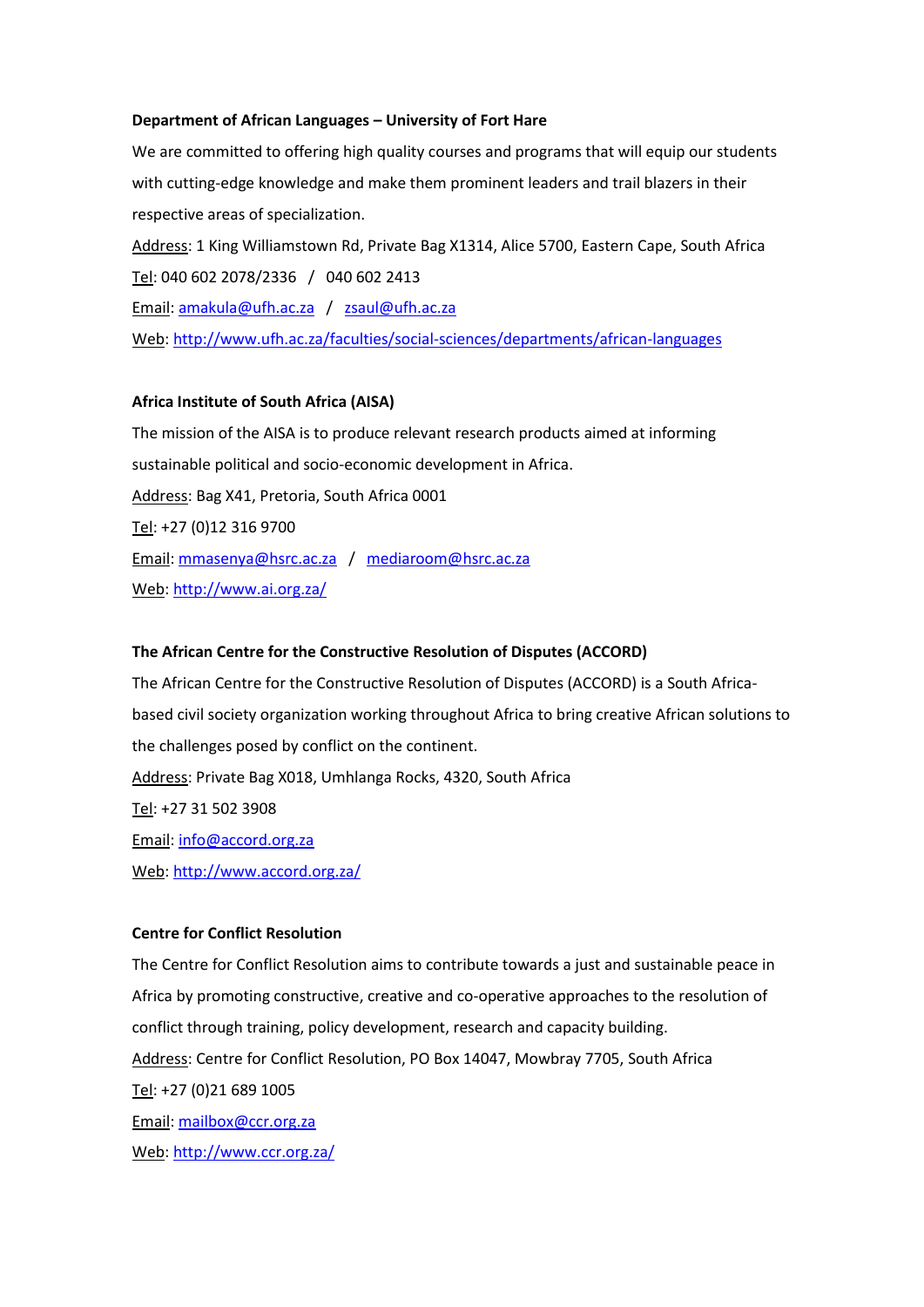**Department of African Languages – University of Fort Hare**

We are committed to offering high quality courses and programs that will equip our students with cutting-edge knowledge and make them prominent leaders and trail blazers in their respective areas of specialization.

Address: 1 King Williamstown Rd, Private Bag X1314, Alice 5700, Eastern Cape, South Africa

Tel: 040 602 2078/2336 / 040 602 2413

Email: amakula@ufh.ac.za / zsaul@ufh.ac.za

Web: http://www.ufh.ac.za/faculties/social-sciences/departments/african-languages

**Africa Institute of South Africa (AISA)**

The mission of the AISA is to produce relevant research products aimed at informing sustainable political and socio-economic development in Africa.

Address: Bag X41, Pretoria, South Africa 0001

Tel: +27 (0)12 316 9700

Email: mmasenya@hsrc.ac.za / mediaroom@hsrc.ac.za

Web: http://www.ai.org.za/

**The African Centre for the Constructive Resolution of Disputes (ACCORD)**

The African Centre for the Constructive Resolution of Disputes (ACCORD) is a South Africa-based civil society organization working throughout Africa to bring creative African solutions to the challenges posed by conflict on the continent.

Address: Private Bag X018, Umhlanga Rocks, 4320, South Africa

Tel: +27 31 502 3908

Email: info@accord.org.za

Web: http://www.accord.org.za/

**Centre for Conflict Resolution**

The Centre for Conflict Resolution aims to contribute towards a just and sustainable peace in Africa by promoting constructive, creative and co-operative approaches to the resolution of conflict through training, policy development, research and capacity building.

Address: Centre for Conflict Resolution, PO Box 14047, Mowbray 7705, South Africa

Tel: +27 (0)21 689 1005

Email: mailbox@ccr.org.za

Web: http://www.ccr.org.za/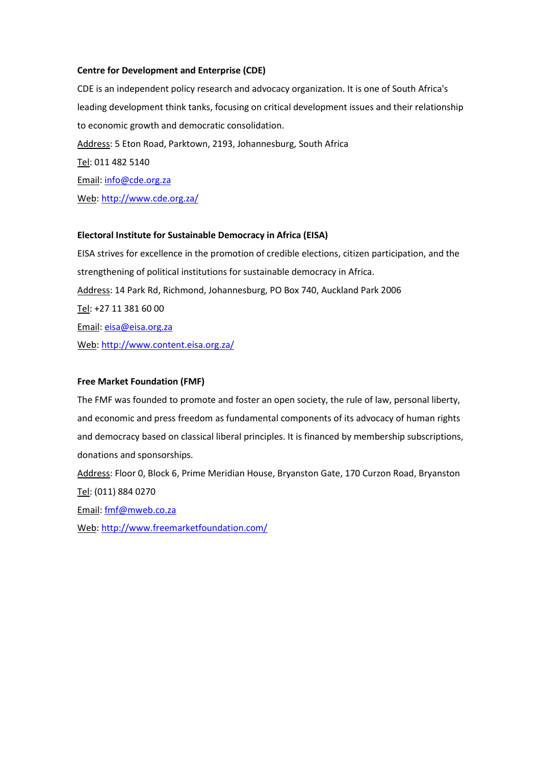**Centre for Development and Enterprise (CDE)**

CDE is an independent policy research and advocacy organization. It is one of South Africa's leading development think tanks, focusing on critical development issues and their relationship to economic growth and democratic consolidation.

Address: 5 Eton Road, Parktown, 2193, Johannesburg, South Africa

Tel: 011 482 5140

Email: info@cde.org.za

Web: http://www.cde.org.za/

**Electoral Institute for Sustainable Democracy in Africa (EISA)**

EISA strives for excellence in the promotion of credible elections, citizen participation, and the strengthening of political institutions for sustainable democracy in Africa.

Address: 14 Park Rd, Richmond, Johannesburg, PO Box 740, Auckland Park 2006

Tel: +27 11 381 60 00

Email: eisa@eisa.org.za

Web: http://www.content.eisa.org.za/

**Free Market Foundation (FMF)**

The FMF was founded to promote and foster an open society, the rule of law, personal liberty, and economic and press freedom as fundamental components of its advocacy of human rights and democracy based on classical liberal principles. It is financed by membership subscriptions, donations and sponsorships.

Address: Floor 0, Block 6, Prime Meridian House, Bryanston Gate, 170 Curzon Road, Bryanston

Tel: (011) 884 0270

Email: fmf@mweb.co.za

Web: http://www.freemarketfoundation.com/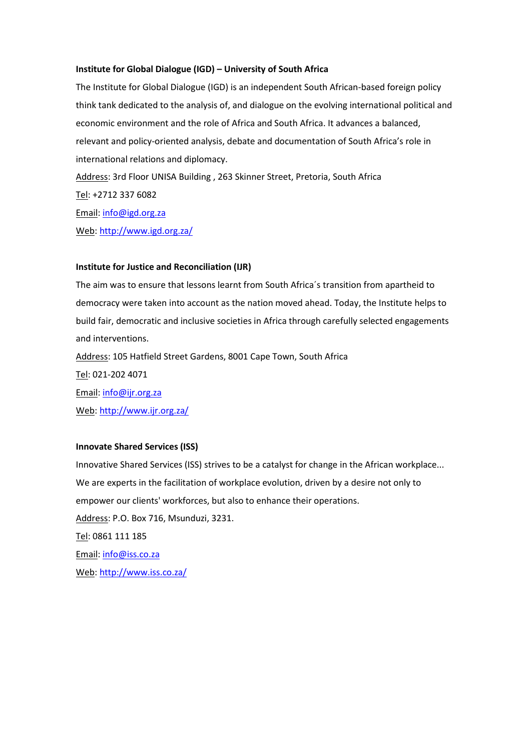**Institute for Global Dialogue (IGD) – University of South Africa**

The Institute for Global Dialogue (IGD) is an independent South African-based foreign policy think tank dedicated to the analysis of, and dialogue on the evolving international political and economic environment and the role of Africa and South Africa. It advances a balanced, relevant and policy-oriented analysis, debate and documentation of South Africa's role in international relations and diplomacy.

Address: 3rd Floor UNISA Building , 263 Skinner Street, Pretoria, South Africa

Tel: +2712 337 6082

Email: info@igd.org.za

Web: http://www.igd.org.za/

**Institute for Justice and Reconciliation (IJR)**

The aim was to ensure that lessons learnt from South Africa´s transition from apartheid to democracy were taken into account as the nation moved ahead. Today, the Institute helps to build fair, democratic and inclusive societies in Africa through carefully selected engagements and interventions.

Address: 105 Hatfield Street Gardens, 8001 Cape Town, South Africa

Tel: 021-202 4071

Email: info@ijr.org.za

Web: http://www.ijr.org.za/

**Innovate Shared Services (ISS)**

Innovative Shared Services (ISS) strives to be a catalyst for change in the African workplace... We are experts in the facilitation of workplace evolution, driven by a desire not only to empower our clients' workforces, but also to enhance their operations.

Address: P.O. Box 716, Msunduzi, 3231.

Tel: 0861 111 185

Email: info@iss.co.za

Web: http://www.iss.co.za/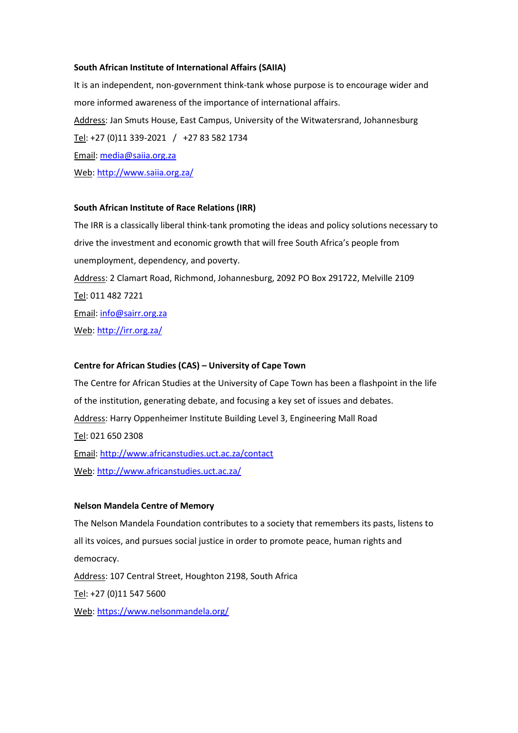**South African Institute of International Affairs (SAIIA)**

It is an independent, non-government think-tank whose purpose is to encourage wider and more informed awareness of the importance of international affairs.

Address: Jan Smuts House, East Campus, University of the Witwatersrand, Johannesburg

Tel: +27 (0)11 339-2021 / +27 83 582 1734

Email: media@saiia.org.za

Web: http://www.saiia.org.za/

**South African Institute of Race Relations (IRR)**

The IRR is a classically liberal think-tank promoting the ideas and policy solutions necessary to drive the investment and economic growth that will free South Africa's people from unemployment, dependency, and poverty.

Address: 2 Clamart Road, Richmond, Johannesburg, 2092 PO Box 291722, Melville 2109

Tel: 011 482 7221

Email: info@sairr.org.za

Web: http://irr.org.za/

**Centre for African Studies (CAS) – University of Cape Town**

The Centre for African Studies at the University of Cape Town has been a flashpoint in the life of the institution, generating debate, and focusing a key set of issues and debates.

Address: Harry Oppenheimer Institute Building Level 3, Engineering Mall Road

Tel: 021 650 2308

Email: http://www.africanstudies.uct.ac.za/contact

Web: http://www.africanstudies.uct.ac.za/

**Nelson Mandela Centre of Memory**

The Nelson Mandela Foundation contributes to a society that remembers its pasts, listens to all its voices, and pursues social justice in order to promote peace, human rights and democracy.

Address: 107 Central Street, Houghton 2198, South Africa

Tel: +27 (0)11 547 5600

Web: https://www.nelsonmandela.org/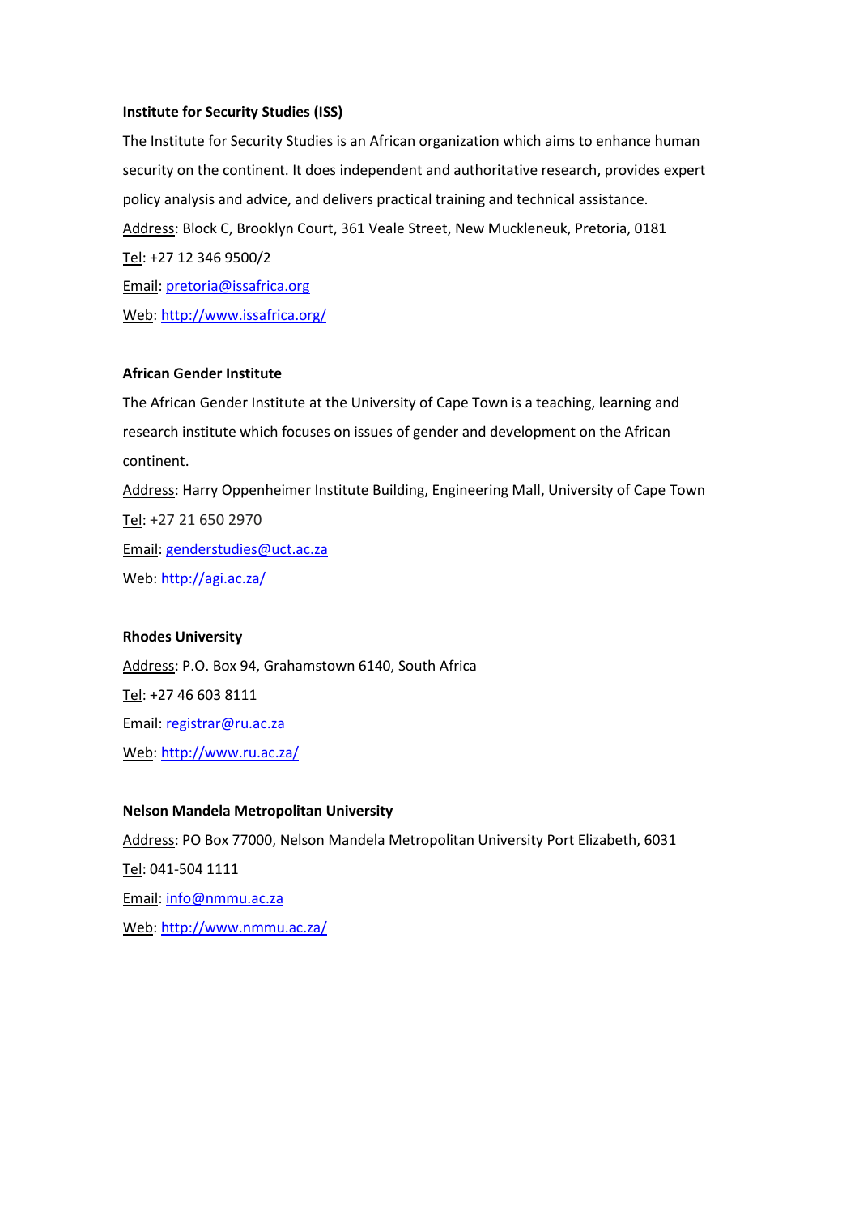**Institute for Security Studies (ISS)**

The Institute for Security Studies is an African organization which aims to enhance human security on the continent. It does independent and authoritative research, provides expert policy analysis and advice, and delivers practical training and technical assistance.

Address: Block C, Brooklyn Court, 361 Veale Street, New Muckleneuk, Pretoria, 0181

Tel: +27 12 346 9500/2

Email: pretoria@issafrica.org

Web: http://www.issafrica.org/

**African Gender Institute**

The African Gender Institute at the University of Cape Town is a teaching, learning and research institute which focuses on issues of gender and development on the African continent.

Address: Harry Oppenheimer Institute Building, Engineering Mall, University of Cape Town

Tel: +27 21 650 2970

Email: genderstudies@uct.ac.za

Web: http://agi.ac.za/

**Rhodes University**

Address: P.O. Box 94, Grahamstown 6140, South Africa

Tel: +27 46 603 8111

Email: registrar@ru.ac.za

Web: http://www.ru.ac.za/

**Nelson Mandela Metropolitan University**

Address: PO Box 77000, Nelson Mandela Metropolitan University Port Elizabeth, 6031

Tel: 041-504 1111

Email: info@nmmu.ac.za

Web: http://www.nmmu.ac.za/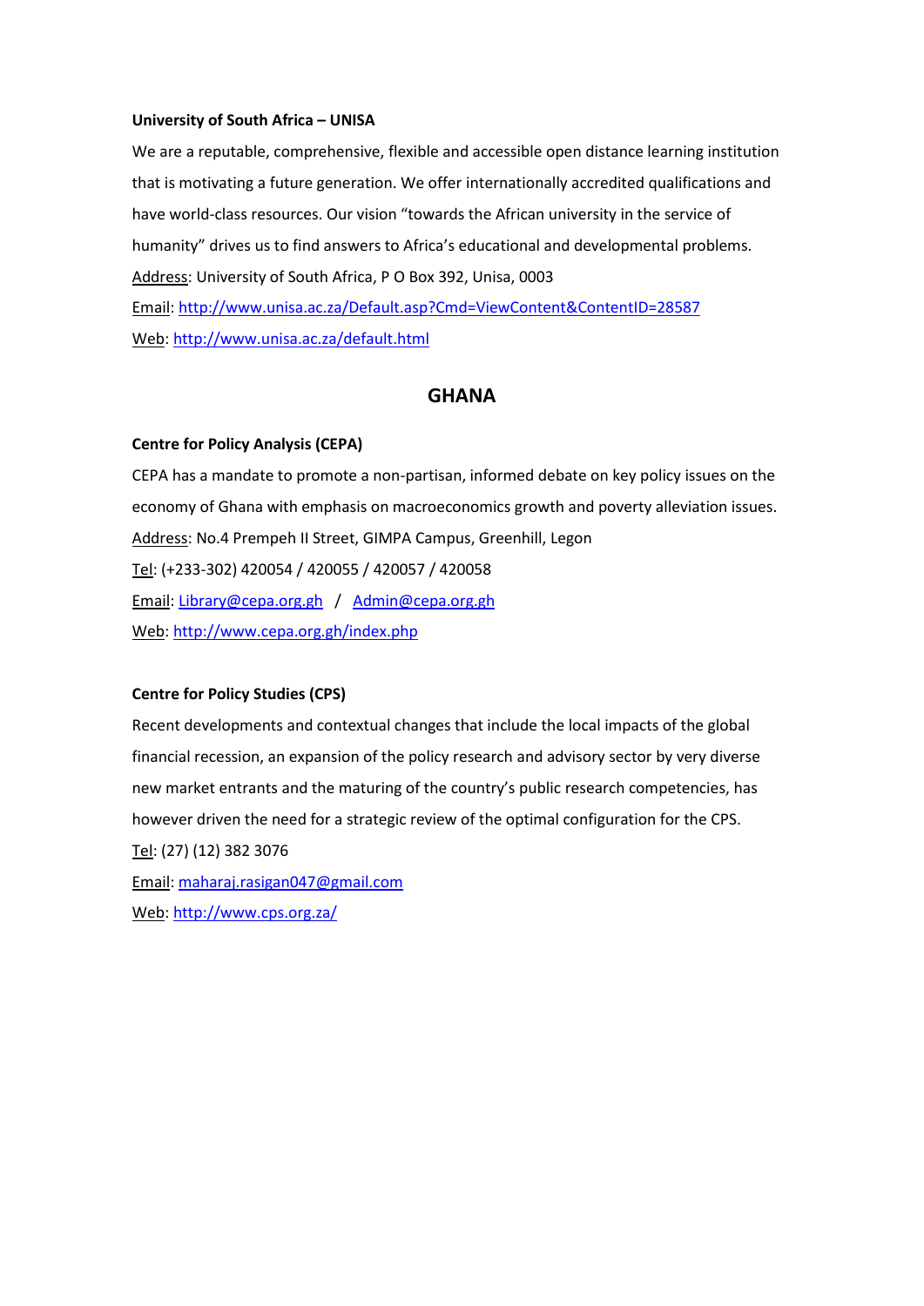**University of South Africa – UNISA**

We are a reputable, comprehensive, flexible and accessible open distance learning institution that is motivating a future generation. We offer internationally accredited qualifications and have world-class resources. Our vision "towards the African university in the service of humanity" drives us to find answers to Africa's educational and developmental problems.

Address: University of South Africa, P O Box 392, Unisa, 0003

Email: http://www.unisa.ac.za/Default.asp?Cmd=ViewContent&ContentID=28587

Web: http://www.unisa.ac.za/default.html

## GHANA

**Centre for Policy Analysis (CEPA)**

CEPA has a mandate to promote a non-partisan, informed debate on key policy issues on the economy of Ghana with emphasis on macroeconomics growth and poverty alleviation issues.

Address: No.4 Prempeh II Street, GIMPA Campus, Greenhill, Legon

Tel: (+233-302) 420054 / 420055 / 420057 / 420058

Email: Library@cepa.org.gh / Admin@cepa.org.gh

Web: http://www.cepa.org.gh/index.php

**Centre for Policy Studies (CPS)**

Recent developments and contextual changes that include the local impacts of the global financial recession, an expansion of the policy research and advisory sector by very diverse new market entrants and the maturing of the country's public research competencies, has however driven the need for a strategic review of the optimal configuration for the CPS.

Tel: (27) (12) 382 3076

Email: maharaj.rasigan047@gmail.com

Web: http://www.cps.org.za/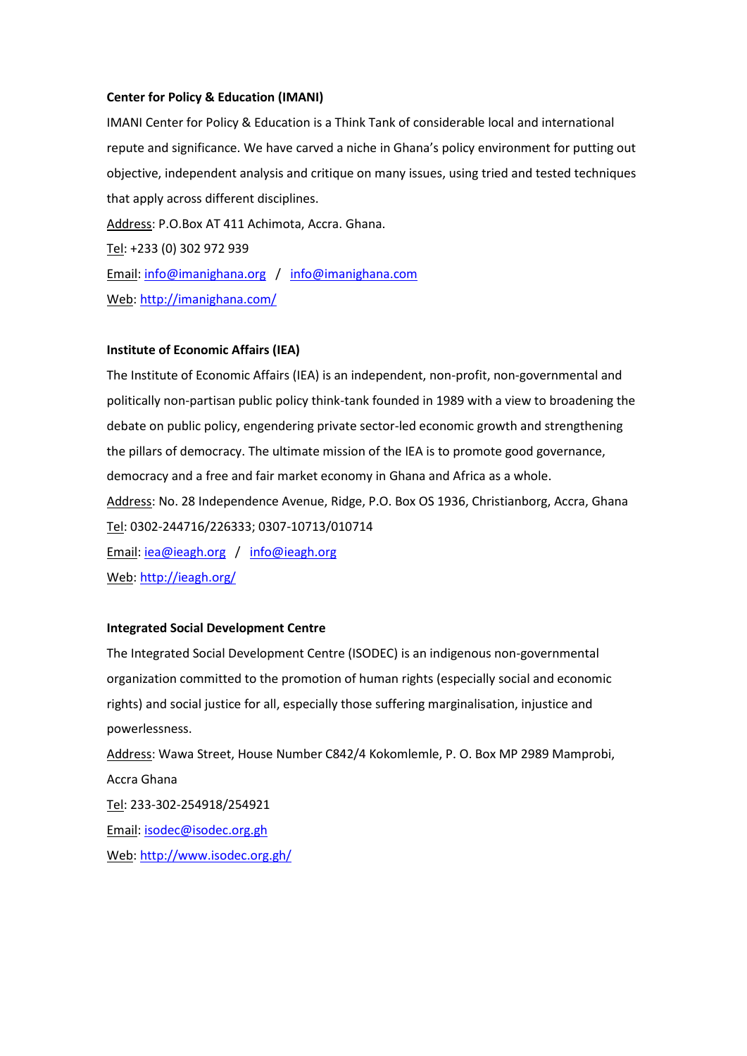**Center for Policy & Education (IMANI)**

IMANI Center for Policy & Education is a Think Tank of considerable local and international repute and significance. We have carved a niche in Ghana's policy environment for putting out objective, independent analysis and critique on many issues, using tried and tested techniques that apply across different disciplines.

Address: P.O.Box AT 411 Achimota, Accra. Ghana.

Tel: +233 (0) 302 972 939

Email: info@imanighana.org / info@imanighana.com

Web: http://imanighana.com/

**Institute of Economic Affairs (IEA)**

The Institute of Economic Affairs (IEA) is an independent, non-profit, non-governmental and politically non-partisan public policy think-tank founded in 1989 with a view to broadening the debate on public policy, engendering private sector-led economic growth and strengthening the pillars of democracy. The ultimate mission of the IEA is to promote good governance, democracy and a free and fair market economy in Ghana and Africa as a whole.

Address: No. 28 Independence Avenue, Ridge, P.O. Box OS 1936, Christianborg, Accra, Ghana

Tel: 0302-244716/226333; 0307-10713/010714

Email: iea@ieagh.org / info@ieagh.org

Web: http://ieagh.org/

**Integrated Social Development Centre**

The Integrated Social Development Centre (ISODEC) is an indigenous non-governmental organization committed to the promotion of human rights (especially social and economic rights) and social justice for all, especially those suffering marginalisation, injustice and powerlessness.

Address: Wawa Street, House Number C842/4 Kokomlemle, P. O. Box MP 2989 Mamprobi, Accra Ghana

Tel: 233-302-254918/254921

Email: isodec@isodec.org.gh

Web: http://www.isodec.org.gh/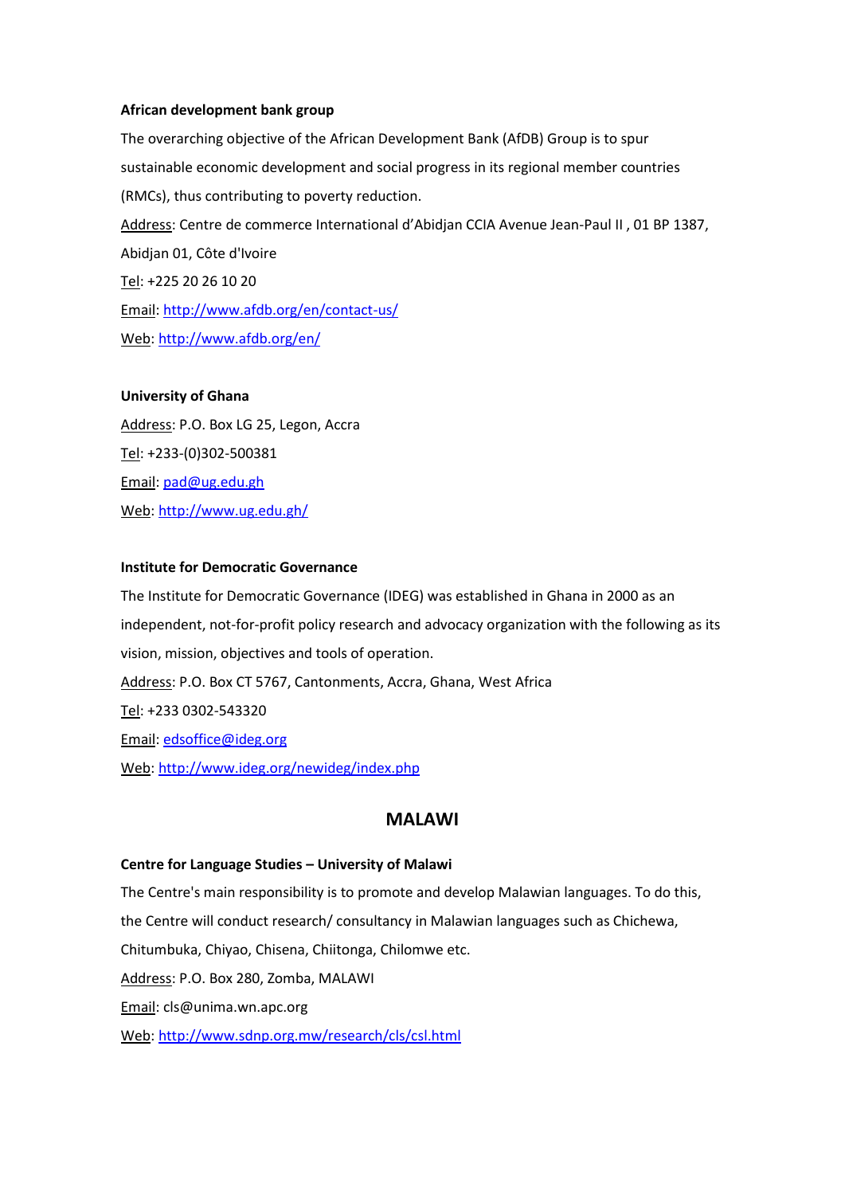**African development bank group**

The overarching objective of the African Development Bank (AfDB) Group is to spur sustainable economic development and social progress in its regional member countries (RMCs), thus contributing to poverty reduction.

Address: Centre de commerce International d'Abidjan CCIA Avenue Jean-Paul II , 01 BP 1387, Abidjan 01, Côte d'Ivoire

Tel: +225 20 26 10 20

Email: http://www.afdb.org/en/contact-us/

Web: http://www.afdb.org/en/

**University of Ghana**

Address: P.O. Box LG 25, Legon, Accra

Tel: +233-(0)302-500381

Email: pad@ug.edu.gh

Web: http://www.ug.edu.gh/

**Institute for Democratic Governance**

The Institute for Democratic Governance (IDEG) was established in Ghana in 2000 as an independent, not-for-profit policy research and advocacy organization with the following as its vision, mission, objectives and tools of operation.

Address: P.O. Box CT 5767, Cantonments, Accra, Ghana, West Africa

Tel: +233 0302-543320

Email: edsoffice@ideg.org

Web: http://www.ideg.org/newideg/index.php

## MALAWI

**Centre for Language Studies – University of Malawi**

The Centre's main responsibility is to promote and develop Malawian languages. To do this, the Centre will conduct research/ consultancy in Malawian languages such as Chichewa, Chitumbuka, Chiyao, Chisena, Chiitonga, Chilomwe etc.

Address: P.O. Box 280, Zomba, MALAWI

Email: cls@unima.wn.apc.org

Web: http://www.sdnp.org.mw/research/cls/csl.html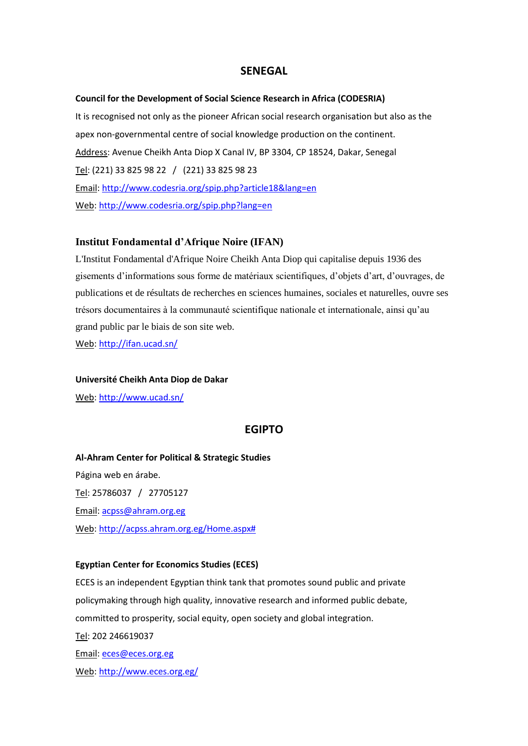## SENEGAL

**Council for the Development of Social Science Research in Africa (CODESRIA)**

It is recognised not only as the pioneer African social research organisation but also as the apex non-governmental centre of social knowledge production on the continent.

Address: Avenue Cheikh Anta Diop X Canal IV, BP 3304, CP 18524, Dakar, Senegal

Tel: (221) 33 825 98 22 / (221) 33 825 98 23

Email: http://www.codesria.org/spip.php?article18&lang=en

Web: http://www.codesria.org/spip.php?lang=en

**Institut Fondamental d'Afrique Noire (IFAN)**

L'Institut Fondamental d'Afrique Noire Cheikh Anta Diop qui capitalise depuis 1936 des gisements d'informations sous forme de matériaux scientifiques, d'objets d'art, d'ouvrages, de publications et de résultats de recherches en sciences humaines, sociales et naturelles, ouvre ses trésors documentaires à la communauté scientifique nationale et internationale, ainsi qu'au grand public par le biais de son site web.

Web: http://ifan.ucad.sn/

**Université Cheikh Anta Diop de Dakar**

Web: http://www.ucad.sn/

## EGIPTO

**Al-Ahram Center for Political & Strategic Studies**

Página web en árabe.

Tel: 25786037 / 27705127

Email: acpss@ahram.org.eg

Web: http://acpss.ahram.org.eg/Home.aspx#

**Egyptian Center for Economics Studies (ECES)**

ECES is an independent Egyptian think tank that promotes sound public and private policymaking through high quality, innovative research and informed public debate, committed to prosperity, social equity, open society and global integration.

Tel: 202 246619037

Email: eces@eces.org.eg

Web: http://www.eces.org.eg/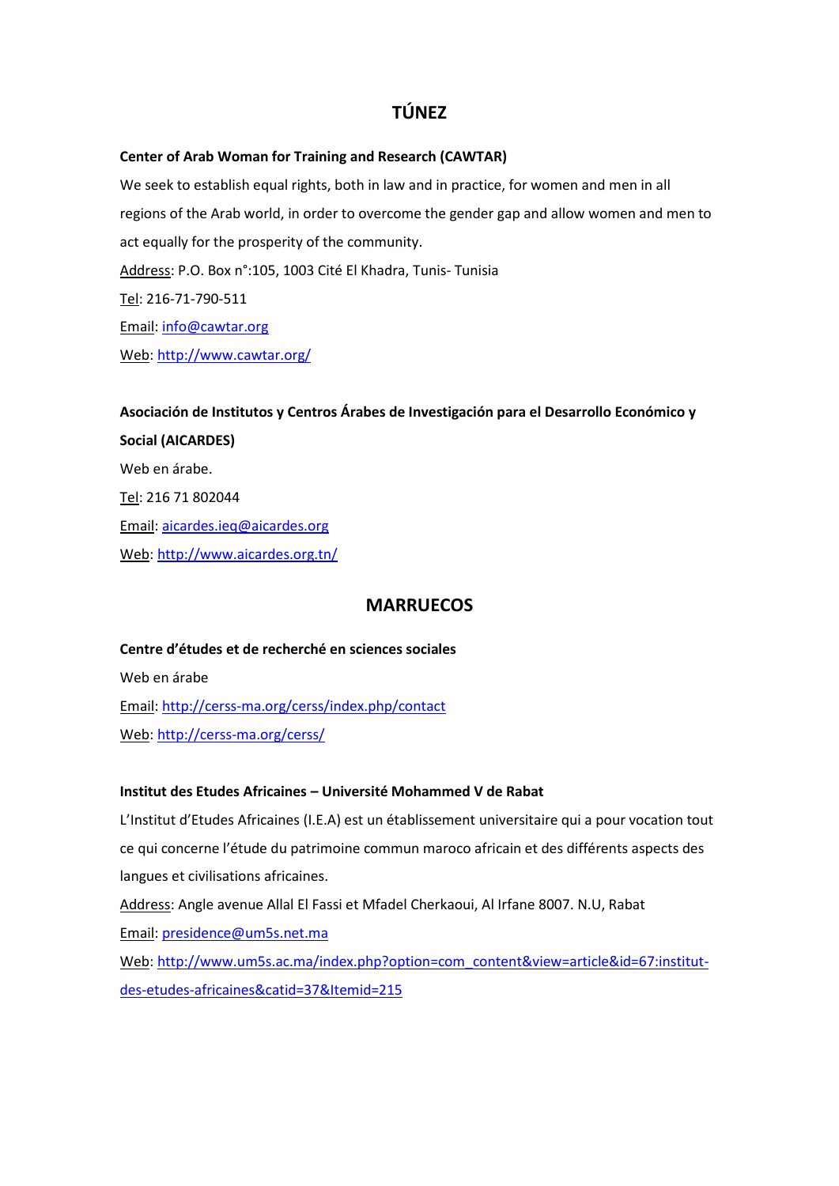## TÚNEZ

**Center of Arab Woman for Training and Research (CAWTAR)**

We seek to establish equal rights, both in law and in practice, for women and men in all regions of the Arab world, in order to overcome the gender gap and allow women and men to act equally for the prosperity of the community.

Address: P.O. Box n°:105, 1003 Cité El Khadra, Tunis- Tunisia

Tel: 216-71-790-511

Email: info@cawtar.org

Web: http://www.cawtar.org/

**Asociación de Institutos y Centros Árabes de Investigación para el Desarrollo Económico y Social (AICARDES)**

Web en árabe.

Tel: 216 71 802044

Email: aicardes.ieq@aicardes.org

Web: http://www.aicardes.org.tn/

## MARRUECOS

**Centre d'études et de recherché en sciences sociales**

Web en árabe

Email: http://cerss-ma.org/cerss/index.php/contact

Web: http://cerss-ma.org/cerss/

**Institut des Etudes Africaines – Université Mohammed V de Rabat**

L'Institut d'Etudes Africaines (I.E.A) est un établissement universitaire qui a pour vocation tout ce qui concerne l'étude du patrimoine commun maroco africain et des différents aspects des langues et civilisations africaines.

Address: Angle avenue Allal El Fassi et Mfadel Cherkaoui, Al Irfane 8007. N.U, Rabat

Email: presidence@um5s.net.ma

Web: http://www.um5s.ac.ma/index.php?option=com_content&view=article&id=67:institut-des-etudes-africaines&catid=37&Itemid=215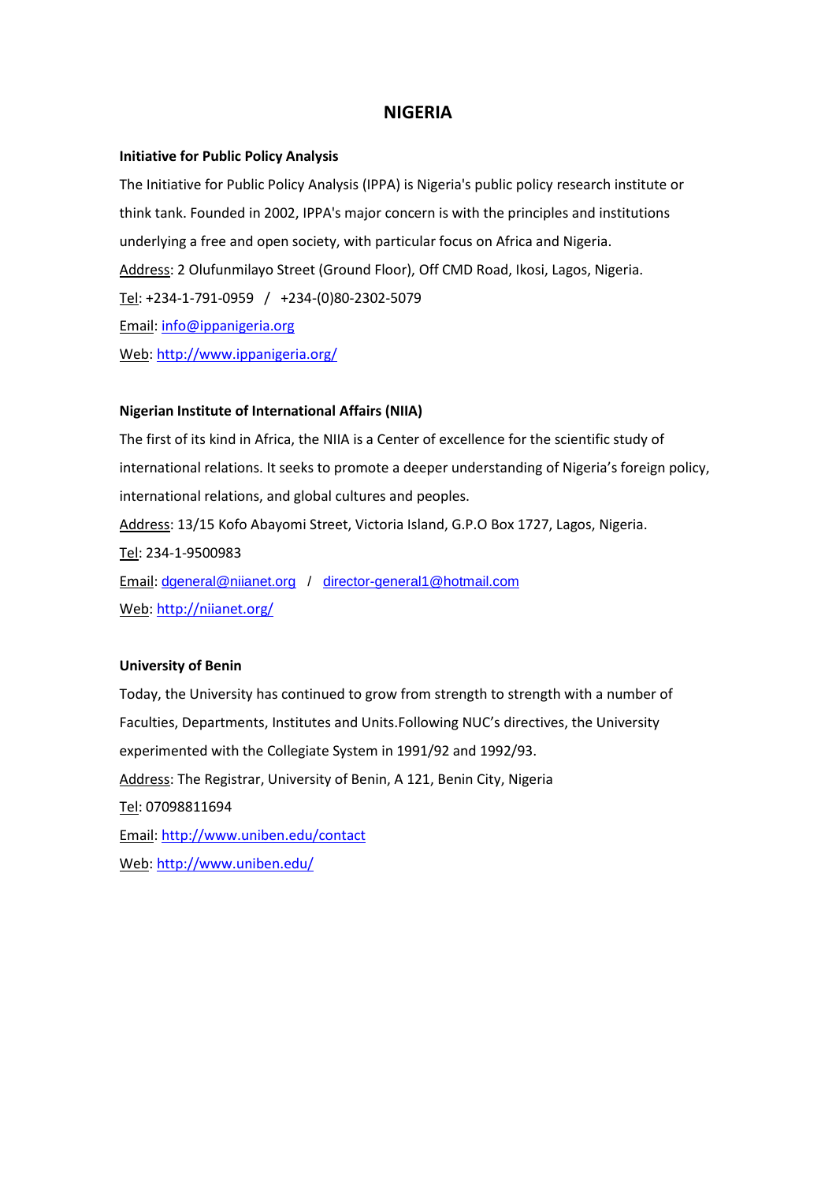# NIGERIA

**Initiative for Public Policy Analysis**

The Initiative for Public Policy Analysis (IPPA) is Nigeria's public policy research institute or think tank. Founded in 2002, IPPA's major concern is with the principles and institutions underlying a free and open society, with particular focus on Africa and Nigeria.

Address: 2 Olufunmilayo Street (Ground Floor), Off CMD Road, Ikosi, Lagos, Nigeria.

Tel: +234-1-791-0959 / +234-(0)80-2302-5079

Email: info@ippanigeria.org

Web: http://www.ippanigeria.org/

**Nigerian Institute of International Affairs (NIIA)**

The first of its kind in Africa, the NIIA is a Center of excellence for the scientific study of international relations. It seeks to promote a deeper understanding of Nigeria's foreign policy, international relations, and global cultures and peoples.

Address: 13/15 Kofo Abayomi Street, Victoria Island, G.P.O Box 1727, Lagos, Nigeria.

Tel: 234-1-9500983

Email: dgeneral@niianet.org / director-general1@hotmail.com

Web: http://niianet.org/

**University of Benin**

Today, the University has continued to grow from strength to strength with a number of Faculties, Departments, Institutes and Units.Following NUC's directives, the University experimented with the Collegiate System in 1991/92 and 1992/93.

Address: The Registrar, University of Benin, A 121, Benin City, Nigeria

Tel: 07098811694

Email: http://www.uniben.edu/contact

Web: http://www.uniben.edu/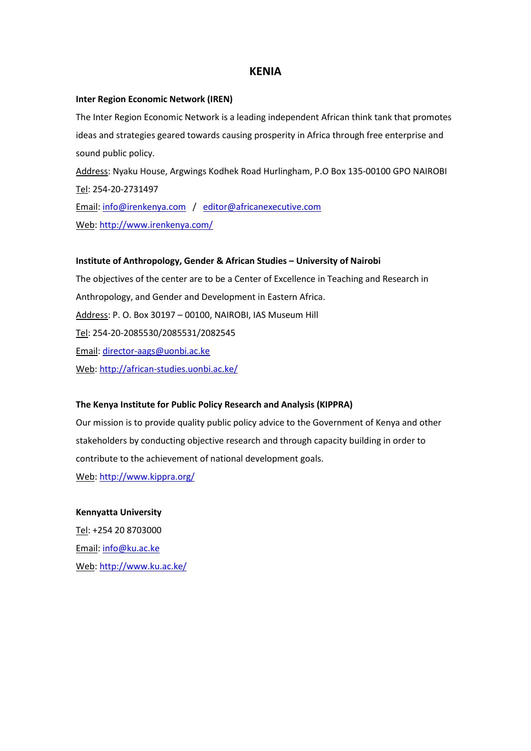## KENIA

**Inter Region Economic Network (IREN)**

The Inter Region Economic Network is a leading independent African think tank that promotes ideas and strategies geared towards causing prosperity in Africa through free enterprise and sound public policy.

Address: Nyaku House, Argwings Kodhek Road Hurlingham, P.O Box 135-00100 GPO NAIROBI

Tel: 254-20-2731497

Email: info@irenkenya.com / editor@africanexecutive.com

Web: http://www.irenkenya.com/

**Institute of Anthropology, Gender & African Studies – University of Nairobi**

The objectives of the center are to be a Center of Excellence in Teaching and Research in Anthropology, and Gender and Development in Eastern Africa.

Address: P. O. Box 30197 – 00100, NAIROBI, IAS Museum Hill

Tel: 254-20-2085530/2085531/2082545

Email: director-aags@uonbi.ac.ke

Web: http://african-studies.uonbi.ac.ke/

**The Kenya Institute for Public Policy Research and Analysis (KIPPRA)**

Our mission is to provide quality public policy advice to the Government of Kenya and other stakeholders by conducting objective research and through capacity building in order to contribute to the achievement of national development goals.

Web: http://www.kippra.org/

**Kennyatta University**

Tel: +254 20 8703000

Email: info@ku.ac.ke

Web: http://www.ku.ac.ke/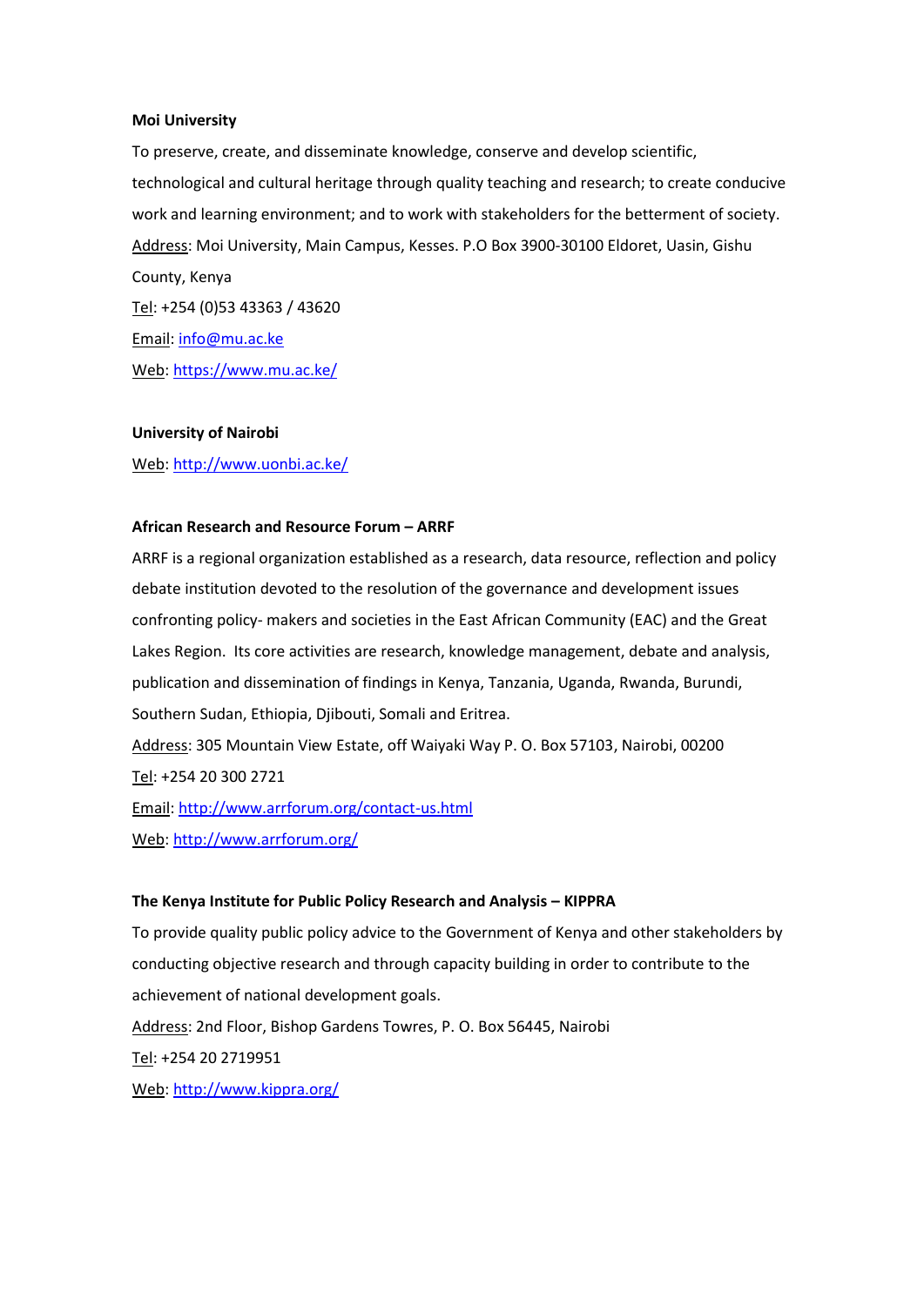**Moi University**

To preserve, create, and disseminate knowledge, conserve and develop scientific, technological and cultural heritage through quality teaching and research; to create conducive work and learning environment; and to work with stakeholders for the betterment of society.

Address: Moi University, Main Campus, Kesses. P.O Box 3900-30100 Eldoret, Uasin, Gishu County, Kenya

Tel: +254 (0)53 43363 / 43620

Email: info@mu.ac.ke

Web: https://www.mu.ac.ke/

**University of Nairobi**

Web: http://www.uonbi.ac.ke/

**African Research and Resource Forum – ARRF**

ARRF is a regional organization established as a research, data resource, reflection and policy debate institution devoted to the resolution of the governance and development issues confronting policy- makers and societies in the East African Community (EAC) and the Great Lakes Region. Its core activities are research, knowledge management, debate and analysis, publication and dissemination of findings in Kenya, Tanzania, Uganda, Rwanda, Burundi, Southern Sudan, Ethiopia, Djibouti, Somali and Eritrea.

Address: 305 Mountain View Estate, off Waiyaki Way P. O. Box 57103, Nairobi, 00200

Tel: +254 20 300 2721

Email: http://www.arrforum.org/contact-us.html

Web: http://www.arrforum.org/

**The Kenya Institute for Public Policy Research and Analysis – KIPPRA**

To provide quality public policy advice to the Government of Kenya and other stakeholders by conducting objective research and through capacity building in order to contribute to the achievement of national development goals.

Address: 2nd Floor, Bishop Gardens Towres, P. O. Box 56445, Nairobi

Tel: +254 20 2719951

Web: http://www.kippra.org/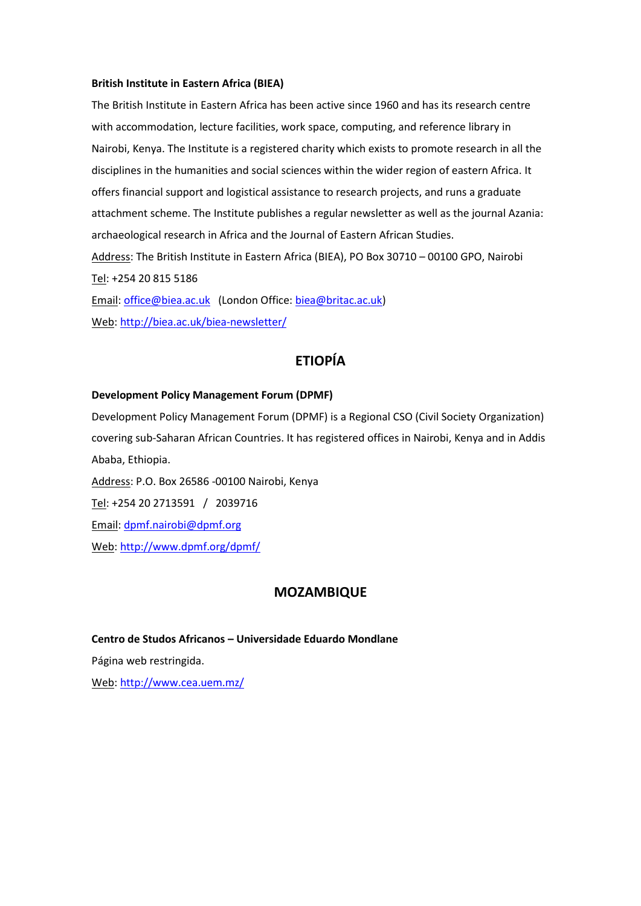**British Institute in Eastern Africa (BIEA)**

The British Institute in Eastern Africa has been active since 1960 and has its research centre with accommodation, lecture facilities, work space, computing, and reference library in Nairobi, Kenya. The Institute is a registered charity which exists to promote research in all the disciplines in the humanities and social sciences within the wider region of eastern Africa. It offers financial support and logistical assistance to research projects, and runs a graduate attachment scheme. The Institute publishes a regular newsletter as well as the journal Azania: archaeological research in Africa and the Journal of Eastern African Studies.

Address: The British Institute in Eastern Africa (BIEA), PO Box 30710 – 00100 GPO, Nairobi

Tel: +254 20 815 5186

Email: office@biea.ac.uk (London Office: biea@britac.ac.uk)

Web: http://biea.ac.uk/biea-newsletter/

## ETIOPÍA

**Development Policy Management Forum (DPMF)**

Development Policy Management Forum (DPMF) is a Regional CSO (Civil Society Organization) covering sub-Saharan African Countries. It has registered offices in Nairobi, Kenya and in Addis Ababa, Ethiopia.

Address: P.O. Box 26586 -00100 Nairobi, Kenya

Tel: +254 20 2713591 / 2039716

Email: dpmf.nairobi@dpmf.org

Web: http://www.dpmf.org/dpmf/

## MOZAMBIQUE

**Centro de Studos Africanos – Universidade Eduardo Mondlane**

Página web restringida.

Web: http://www.cea.uem.mz/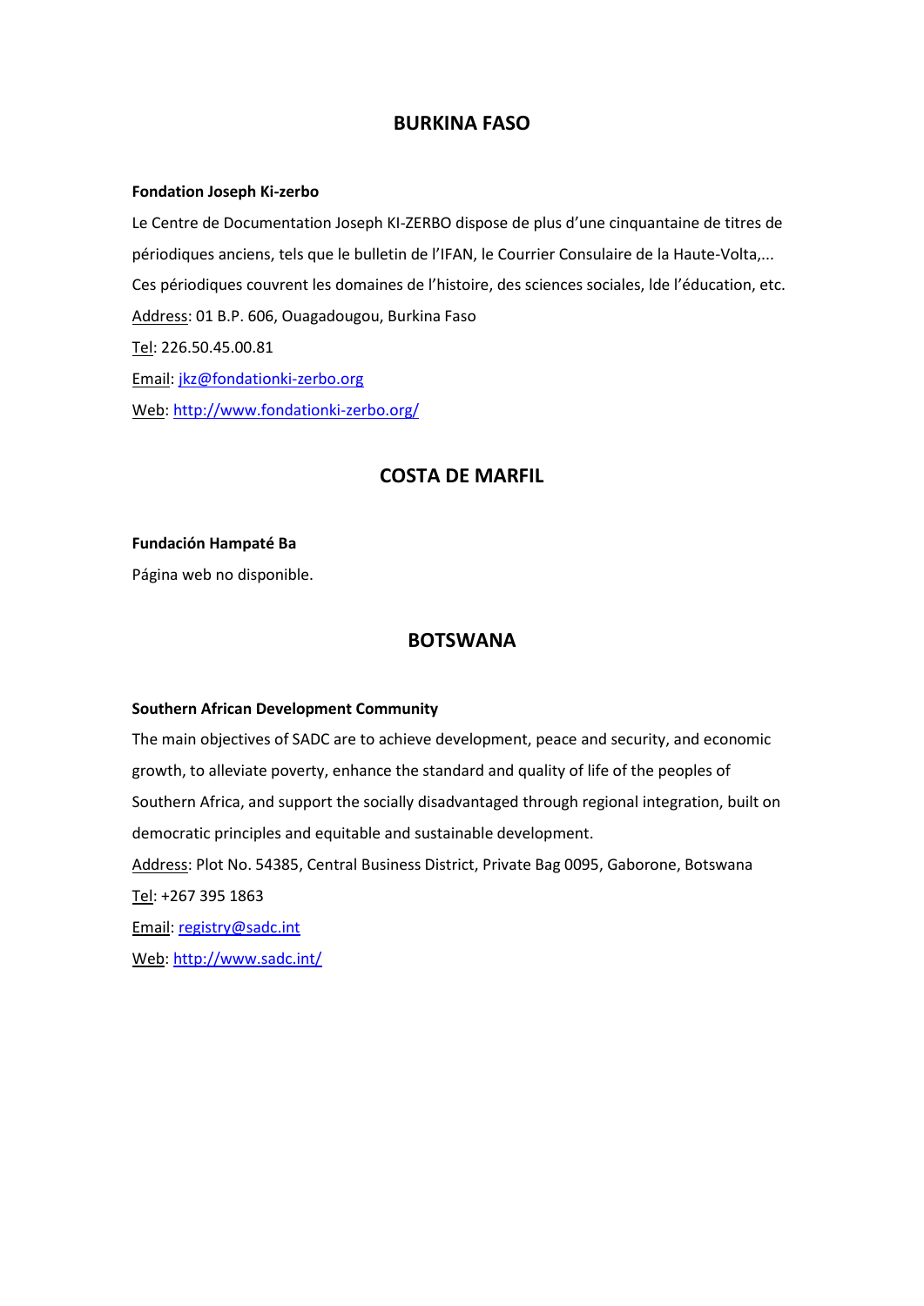## BURKINA FASO

**Fondation Joseph Ki-zerbo**

Le Centre de Documentation Joseph KI-ZERBO dispose de plus d'une cinquantaine de titres de périodiques anciens, tels que le bulletin de l'IFAN, le Courrier Consulaire de la Haute-Volta,... Ces périodiques couvrent les domaines de l'histoire, des sciences sociales, lde l'éducation, etc.

Address: 01 B.P. 606, Ouagadougou, Burkina Faso

Tel: 226.50.45.00.81

Email: jkz@fondationki-zerbo.org

Web: http://www.fondationki-zerbo.org/

## COSTA DE MARFIL

**Fundación Hampaté Ba**

Página web no disponible.

## BOTSWANA

**Southern African Development Community**

The main objectives of SADC are to achieve development, peace and security, and economic growth, to alleviate poverty, enhance the standard and quality of life of the peoples of Southern Africa, and support the socially disadvantaged through regional integration, built on democratic principles and equitable and sustainable development.

Address: Plot No. 54385, Central Business District, Private Bag 0095, Gaborone, Botswana

Tel: +267 395 1863

Email: registry@sadc.int

Web: http://www.sadc.int/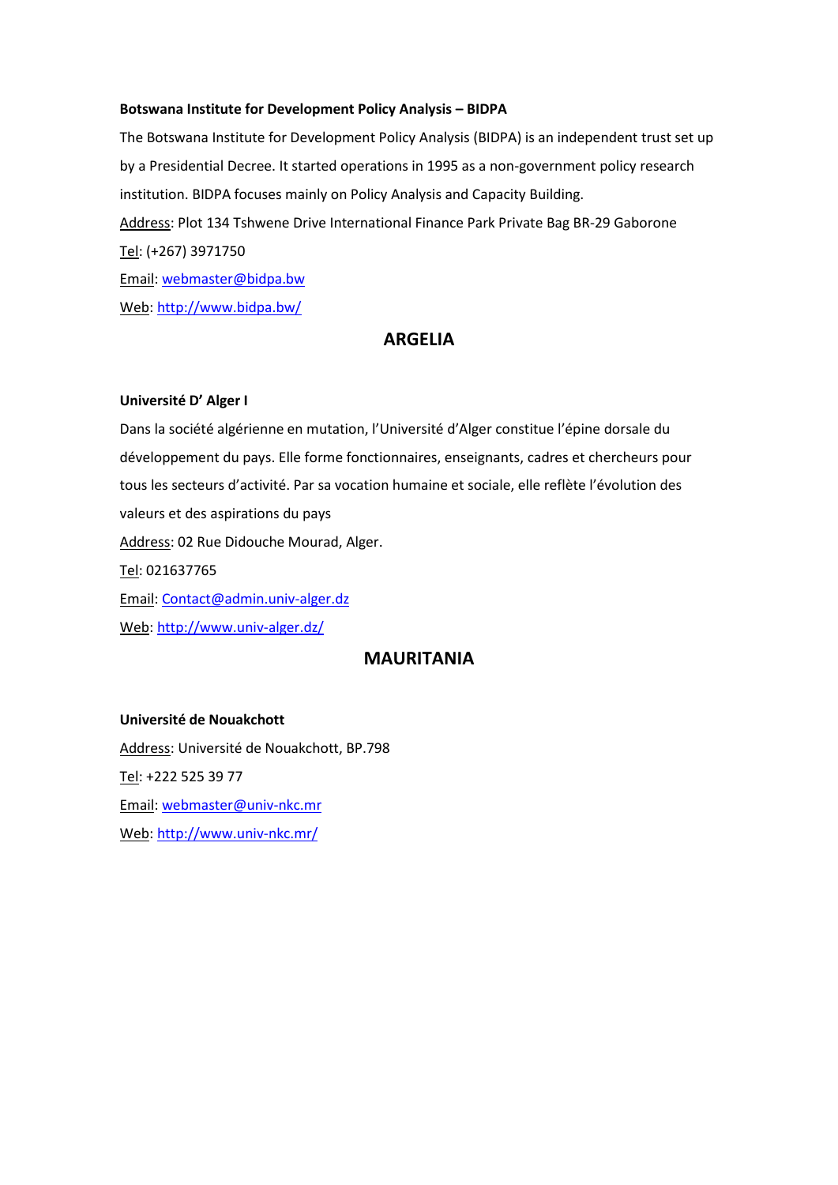**Botswana Institute for Development Policy Analysis – BIDPA**

The Botswana Institute for Development Policy Analysis (BIDPA) is an independent trust set up by a Presidential Decree. It started operations in 1995 as a non-government policy research institution. BIDPA focuses mainly on Policy Analysis and Capacity Building.

Address: Plot 134 Tshwene Drive International Finance Park Private Bag BR-29 Gaborone

Tel: (+267) 3971750

Email: webmaster@bidpa.bw

Web: http://www.bidpa.bw/

## ARGELIA

**Université D' Alger I**

Dans la société algérienne en mutation, l'Université d'Alger constitue l'épine dorsale du développement du pays. Elle forme fonctionnaires, enseignants, cadres et chercheurs pour tous les secteurs d'activité. Par sa vocation humaine et sociale, elle reflète l'évolution des valeurs et des aspirations du pays

Address: 02 Rue Didouche Mourad, Alger.

Tel: 021637765

Email: Contact@admin.univ-alger.dz

Web: http://www.univ-alger.dz/

## MAURITANIA

**Université de Nouakchott**

Address: Université de Nouakchott, BP.798

Tel: +222 525 39 77

Email: webmaster@univ-nkc.mr

Web: http://www.univ-nkc.mr/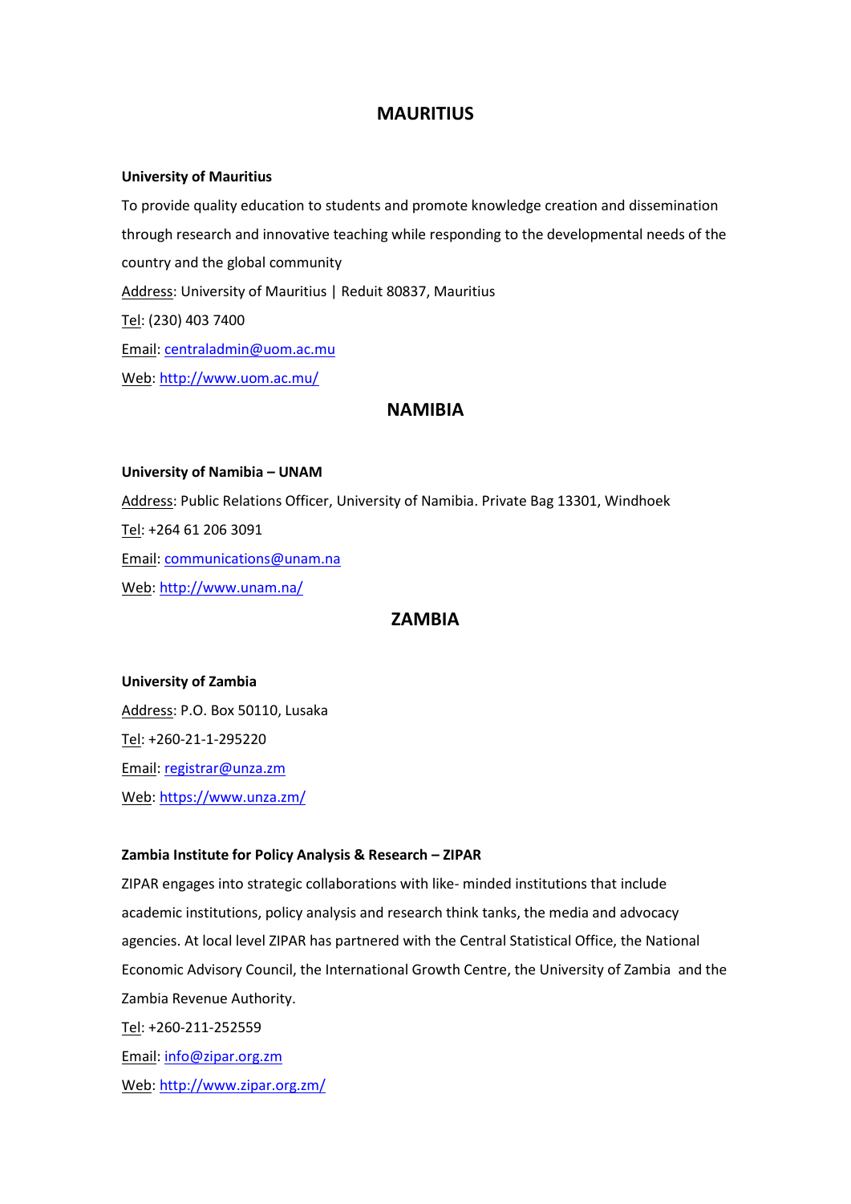## MAURITIUS

**University of Mauritius**

To provide quality education to students and promote knowledge creation and dissemination through research and innovative teaching while responding to the developmental needs of the country and the global community

Address: University of Mauritius | Reduit 80837, Mauritius

Tel: (230) 403 7400

Email: centraladmin@uom.ac.mu

Web: http://www.uom.ac.mu/

## NAMIBIA

**University of Namibia – UNAM**

Address: Public Relations Officer, University of Namibia. Private Bag 13301, Windhoek

Tel: +264 61 206 3091

Email: communications@unam.na

Web: http://www.unam.na/

## ZAMBIA

**University of Zambia**

Address: P.O. Box 50110, Lusaka

Tel: +260-21-1-295220

Email: registrar@unza.zm

Web: https://www.unza.zm/

**Zambia Institute for Policy Analysis & Research – ZIPAR**

ZIPAR engages into strategic collaborations with like- minded institutions that include academic institutions, policy analysis and research think tanks, the media and advocacy agencies. At local level ZIPAR has partnered with the Central Statistical Office, the National Economic Advisory Council, the International Growth Centre, the University of Zambia and the Zambia Revenue Authority.

Tel: +260-211-252559

Email: info@zipar.org.zm

Web: http://www.zipar.org.zm/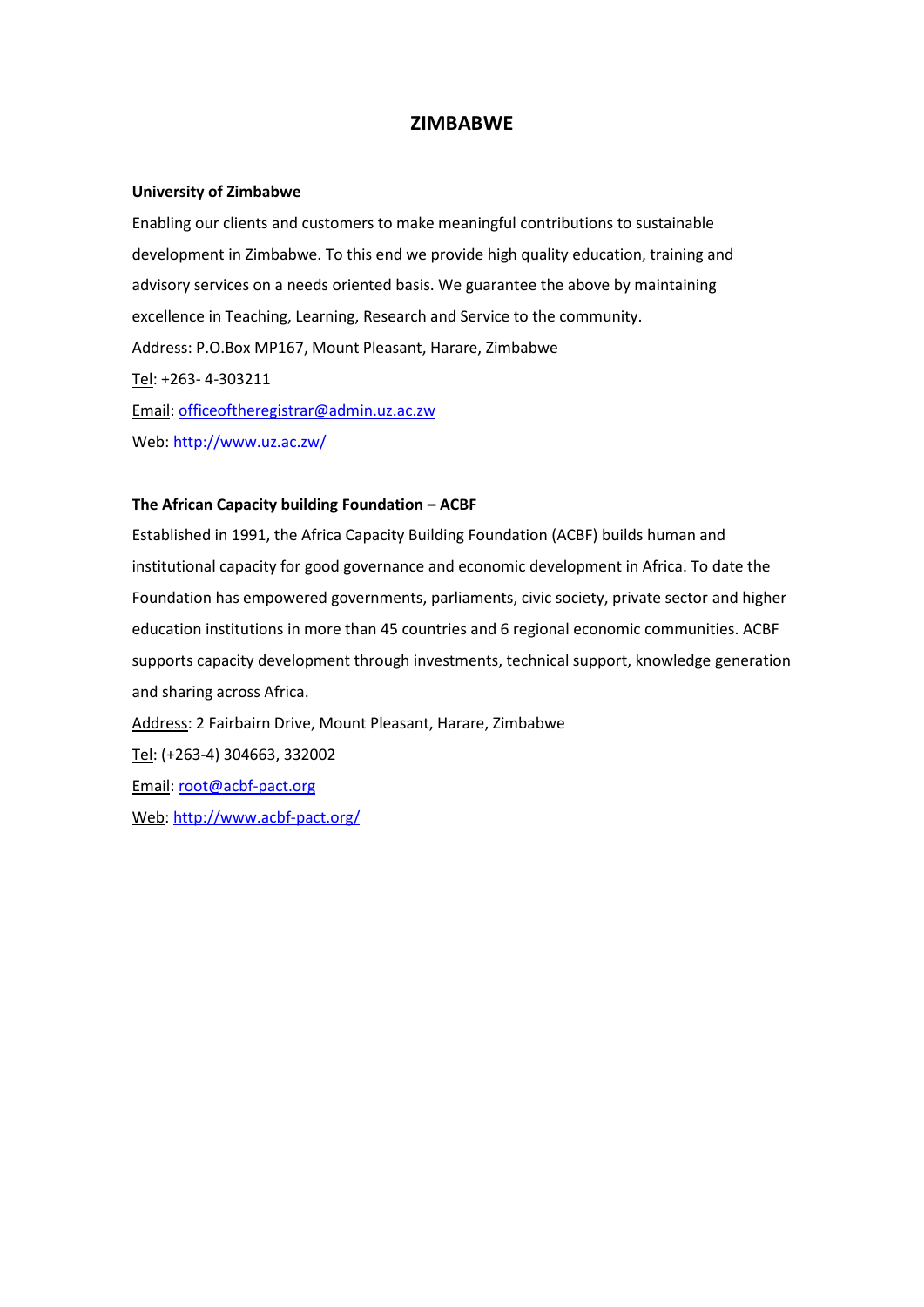# ZIMBABWE

**University of Zimbabwe**

Enabling our clients and customers to make meaningful contributions to sustainable development in Zimbabwe. To this end we provide high quality education, training and advisory services on a needs oriented basis. We guarantee the above by maintaining excellence in Teaching, Learning, Research and Service to the community.

Address: P.O.Box MP167, Mount Pleasant, Harare, Zimbabwe

Tel: +263- 4-303211

Email: officeoftheregistrar@admin.uz.ac.zw

Web: http://www.uz.ac.zw/

**The African Capacity building Foundation – ACBF**

Established in 1991, the Africa Capacity Building Foundation (ACBF) builds human and institutional capacity for good governance and economic development in Africa. To date the Foundation has empowered governments, parliaments, civic society, private sector and higher education institutions in more than 45 countries and 6 regional economic communities. ACBF supports capacity development through investments, technical support, knowledge generation and sharing across Africa.

Address: 2 Fairbairn Drive, Mount Pleasant, Harare, Zimbabwe

Tel: (+263-4) 304663, 332002

Email: root@acbf-pact.org

Web: http://www.acbf-pact.org/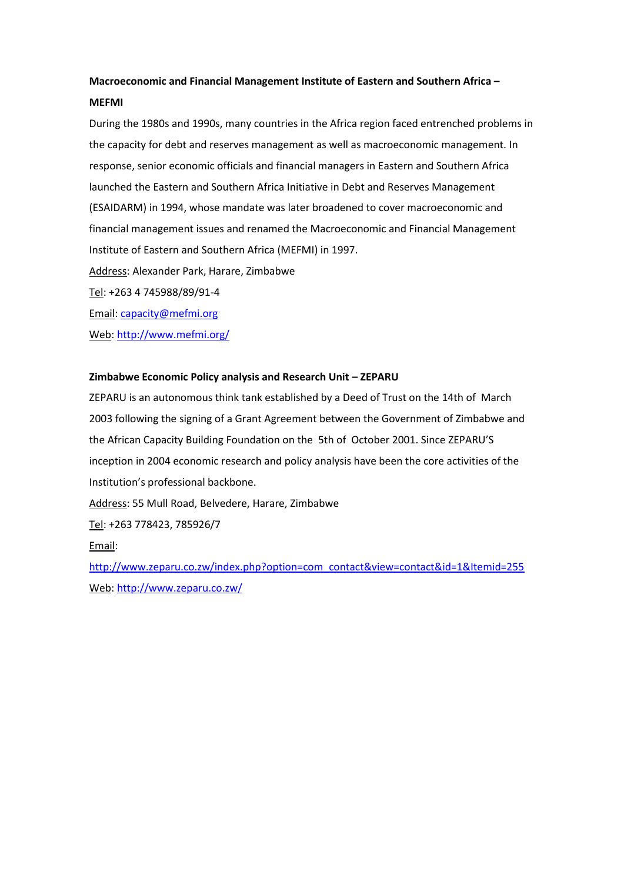**Macroeconomic and Financial Management Institute of Eastern and Southern Africa – MEFMI**

During the 1980s and 1990s, many countries in the Africa region faced entrenched problems in the capacity for debt and reserves management as well as macroeconomic management. In response, senior economic officials and financial managers in Eastern and Southern Africa launched the Eastern and Southern Africa Initiative in Debt and Reserves Management (ESAIDARM) in 1994, whose mandate was later broadened to cover macroeconomic and financial management issues and renamed the Macroeconomic and Financial Management Institute of Eastern and Southern Africa (MEFMI) in 1997.

Address: Alexander Park, Harare, Zimbabwe

Tel: +263 4 745988/89/91-4

Email: capacity@mefmi.org

Web: http://www.mefmi.org/

**Zimbabwe Economic Policy analysis and Research Unit – ZEPARU**

ZEPARU is an autonomous think tank established by a Deed of Trust on the 14th of March 2003 following the signing of a Grant Agreement between the Government of Zimbabwe and the African Capacity Building Foundation on the 5th of October 2001. Since ZEPARU'S inception in 2004 economic research and policy analysis have been the core activities of the Institution's professional backbone.

Address: 55 Mull Road, Belvedere, Harare, Zimbabwe

Tel: +263 778423, 785926/7

Email: http://www.zeparu.co.zw/index.php?option=com_contact&view=contact&id=1&Itemid=255

Web: http://www.zeparu.co.zw/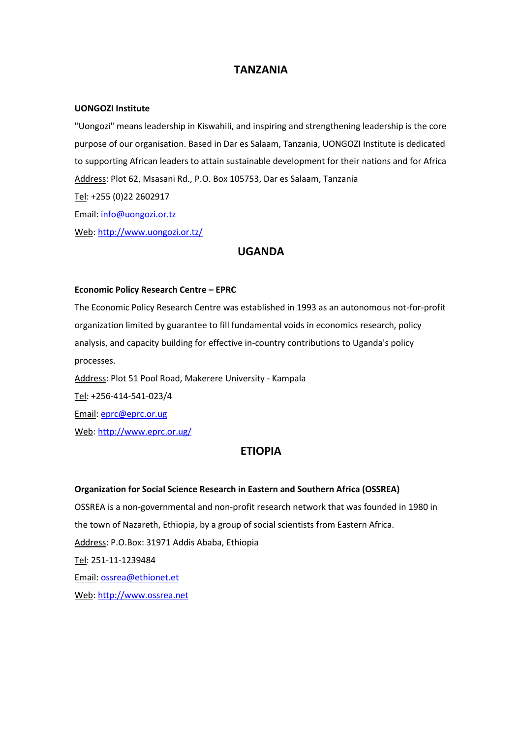## TANZANIA

**UONGOZI Institute**

"Uongozi" means leadership in Kiswahili, and inspiring and strengthening leadership is the core purpose of our organisation. Based in Dar es Salaam, Tanzania, UONGOZI Institute is dedicated to supporting African leaders to attain sustainable development for their nations and for Africa

Address: Plot 62, Msasani Rd., P.O. Box 105753, Dar es Salaam, Tanzania

Tel: +255 (0)22 2602917

Email: info@uongozi.or.tz

Web: http://www.uongozi.or.tz/

## UGANDA

**Economic Policy Research Centre – EPRC**

The Economic Policy Research Centre was established in 1993 as an autonomous not-for-profit organization limited by guarantee to fill fundamental voids in economics research, policy analysis, and capacity building for effective in-country contributions to Uganda's policy processes.

Address: Plot 51 Pool Road, Makerere University - Kampala

Tel: +256-414-541-023/4

Email: eprc@eprc.or.ug

Web: http://www.eprc.or.ug/

## ETIOPIA

**Organization for Social Science Research in Eastern and Southern Africa (OSSREA)**

OSSREA is a non-governmental and non-profit research network that was founded in 1980 in the town of Nazareth, Ethiopia, by a group of social scientists from Eastern Africa.

Address: P.O.Box: 31971 Addis Ababa, Ethiopia

Tel: 251-11-1239484

Email: ossrea@ethionet.et

Web: http://www.ossrea.net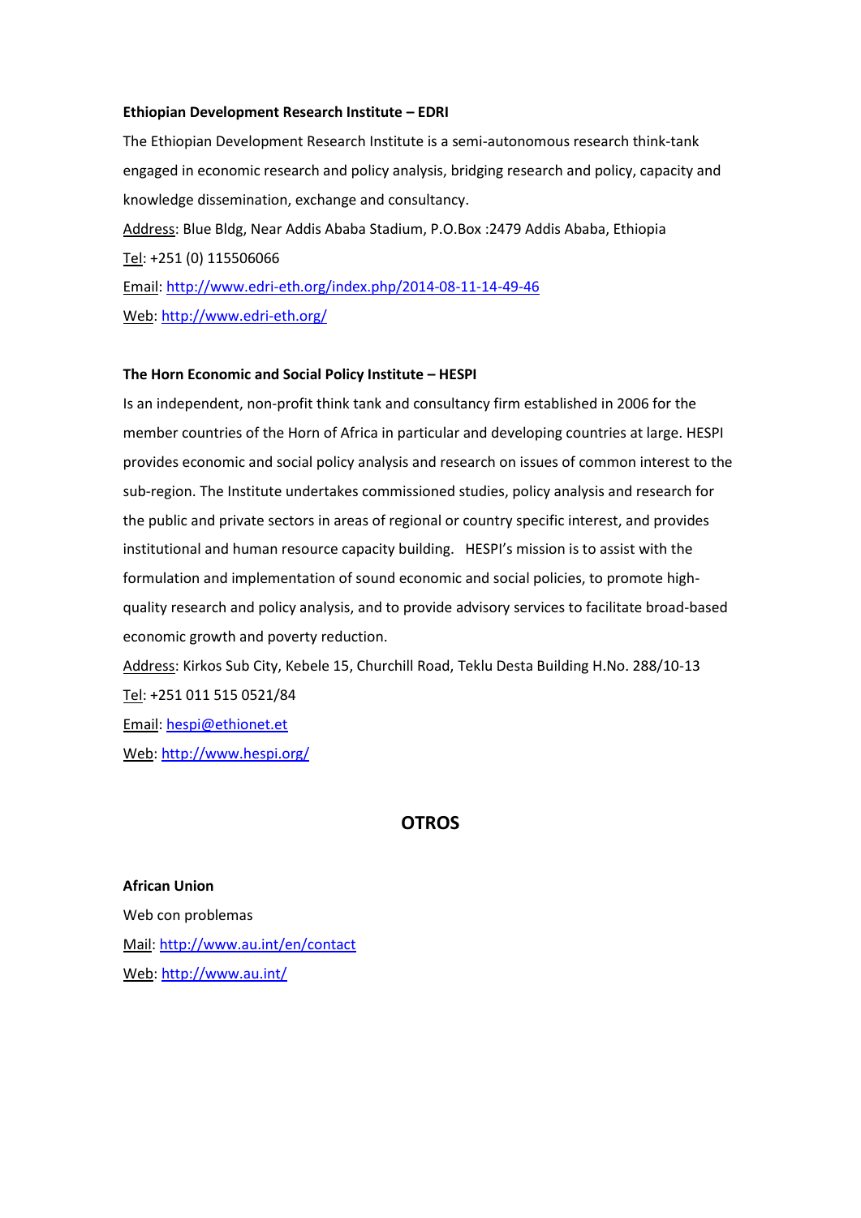**Ethiopian Development Research Institute – EDRI**

The Ethiopian Development Research Institute is a semi-autonomous research think-tank engaged in economic research and policy analysis, bridging research and policy, capacity and knowledge dissemination, exchange and consultancy.

Address: Blue Bldg, Near Addis Ababa Stadium, P.O.Box :2479 Addis Ababa, Ethiopia

Tel: +251 (0) 115506066

Email: http://www.edri-eth.org/index.php/2014-08-11-14-49-46

Web: http://www.edri-eth.org/

**The Horn Economic and Social Policy Institute – HESPI**

Is an independent, non-profit think tank and consultancy firm established in 2006 for the member countries of the Horn of Africa in particular and developing countries at large. HESPI provides economic and social policy analysis and research on issues of common interest to the sub-region. The Institute undertakes commissioned studies, policy analysis and research for the public and private sectors in areas of regional or country specific interest, and provides institutional and human resource capacity building. HESPI's mission is to assist with the formulation and implementation of sound economic and social policies, to promote high-quality research and policy analysis, and to provide advisory services to facilitate broad-based economic growth and poverty reduction.

Address: Kirkos Sub City, Kebele 15, Churchill Road, Teklu Desta Building H.No. 288/10-13

Tel: +251 011 515 0521/84

Email: hespi@ethionet.et

Web: http://www.hespi.org/

## OTROS

**African Union**

Web con problemas

Mail: http://www.au.int/en/contact

Web: http://www.au.int/